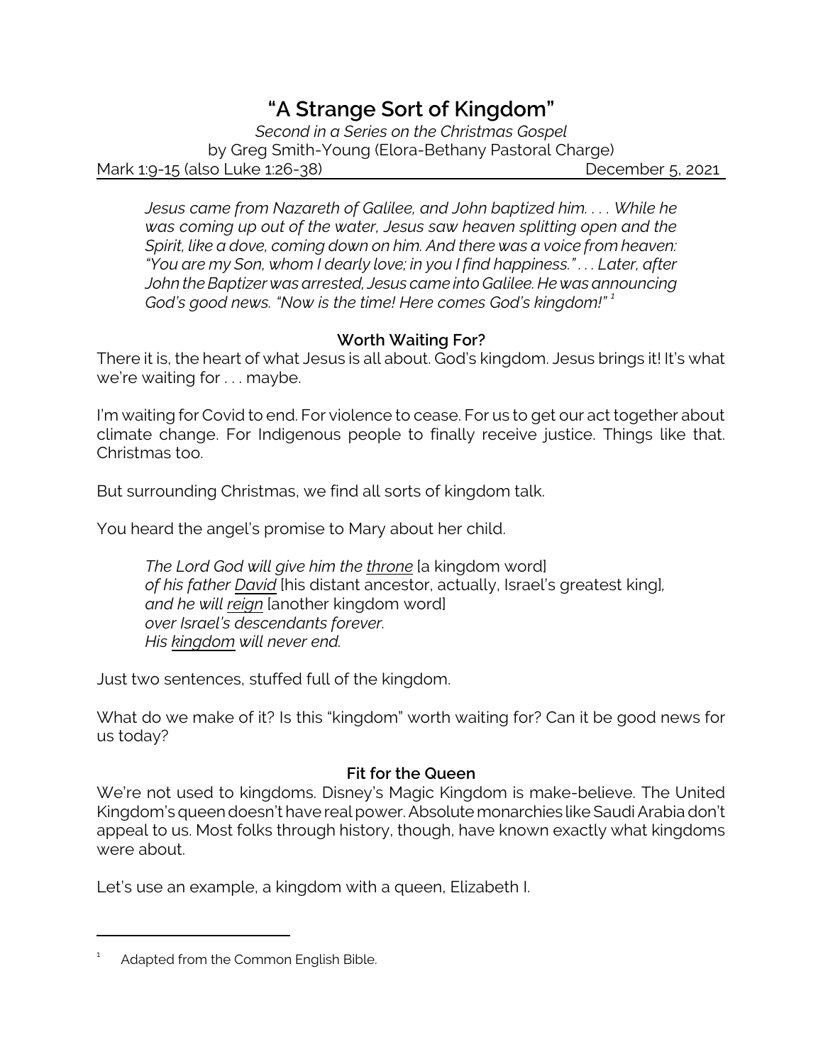# "A Strange Sort of Kingdom"

*Second in a Series on the Christmas Gospel*
by Greg Smith-Young (Elora-Bethany Pastoral Charge)
Mark 1:9-15 (also Luke 1:26-38) December 5, 2021

> *Jesus came from Nazareth of Galilee, and John baptized him. . . . While he was coming up out of the water, Jesus saw heaven splitting open and the Spirit, like a dove, coming down on him. And there was a voice from heaven: "You are my Son, whom I dearly love; in you I find happiness." . . . Later, after John the Baptizer was arrested, Jesus came into Galilee. He was announcing God's good news. "Now is the time! Here comes God's kingdom!"* [1]

## Worth Waiting For?

There it is, the heart of what Jesus is all about. God's kingdom. Jesus brings it! It's what we're waiting for . . . maybe.

I'm waiting for Covid to end. For violence to cease. For us to get our act together about climate change. For Indigenous people to finally receive justice. Things like that. Christmas too.

But surrounding Christmas, we find all sorts of kingdom talk.

You heard the angel's promise to Mary about her child.

> *The Lord God will give him the <u>throne</u>* [a kingdom word]
> *of his father <u>David</u>* [his distant ancestor, actually, Israel's greatest king],
> *and he will <u>reign</u>* [another kingdom word]
> *over Israel's descendants forever.*
> *His <u>kingdom</u> will never end.*

Just two sentences, stuffed full of the kingdom.

What do we make of it? Is this "kingdom" worth waiting for? Can it be good news for us today?

## Fit for the Queen

We're not used to kingdoms. Disney's Magic Kingdom is make-believe. The United Kingdom's queen doesn't have real power. Absolute monarchies like Saudi Arabia don't appeal to us. Most folks through history, though, have known exactly what kingdoms were about.

Let's use an example, a kingdom with a queen, Elizabeth I.

---

[1] Adapted from the Common English Bible.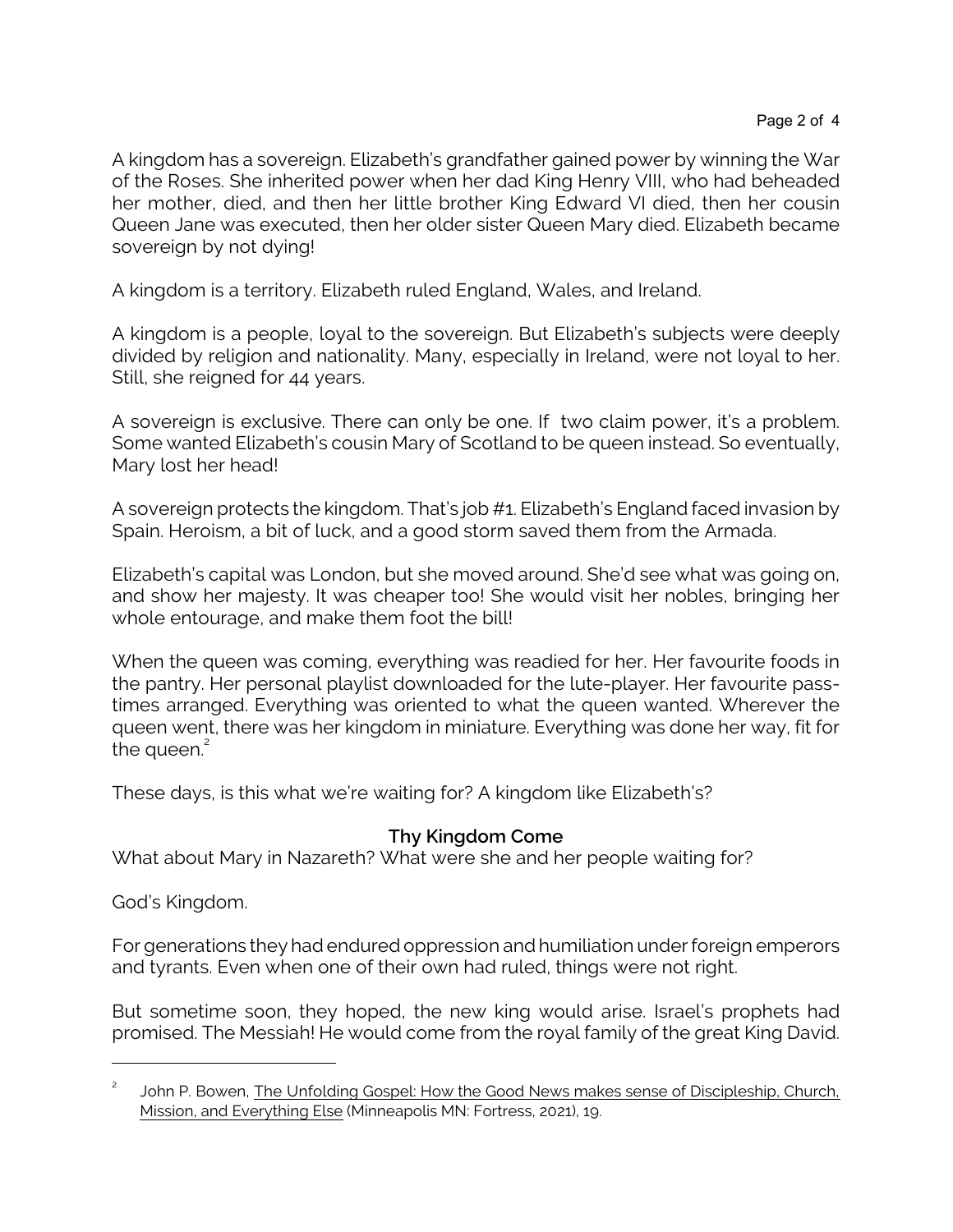A kingdom has a sovereign. Elizabeth's grandfather gained power by winning the War of the Roses. She inherited power when her dad King Henry VIII, who had beheaded her mother, died, and then her little brother King Edward VI died, then her cousin Queen Jane was executed, then her older sister Queen Mary died. Elizabeth became sovereign by not dying!

A kingdom is a territory. Elizabeth ruled England, Wales, and Ireland.

A kingdom is a people, loyal to the sovereign. But Elizabeth's subjects were deeply divided by religion and nationality. Many, especially in Ireland, were not loyal to her. Still, she reigned for 44 years.

A sovereign is exclusive. There can only be one. If two claim power, it's a problem. Some wanted Elizabeth's cousin Mary of Scotland to be queen instead. So eventually, Mary lost her head!

A sovereign protects the kingdom. That's job #1. Elizabeth's England faced invasion by Spain. Heroism, a bit of luck, and a good storm saved them from the Armada.

Elizabeth's capital was London, but she moved around. She'd see what was going on, and show her majesty. It was cheaper too! She would visit her nobles, bringing her whole entourage, and make them foot the bill!

When the queen was coming, everything was readied for her. Her favourite foods in the pantry. Her personal playlist downloaded for the lute-player. Her favourite pass-times arranged. Everything was oriented to what the queen wanted. Wherever the queen went, there was her kingdom in miniature. Everything was done her way, fit for the queen.[2]

These days, is this what we're waiting for? A kingdom like Elizabeth's?

### Thy Kingdom Come

What about Mary in Nazareth? What were she and her people waiting for?

God's Kingdom.

For generations they had endured oppression and humiliation under foreign emperors and tyrants. Even when one of their own had ruled, things were not right.

But sometime soon, they hoped, the new king would arise. Israel's prophets had promised. The Messiah! He would come from the royal family of the great King David.

---

[2] John P. Bowen, The Unfolding Gospel: How the Good News makes sense of Discipleship, Church, Mission, and Everything Else (Minneapolis MN: Fortress, 2021), 19.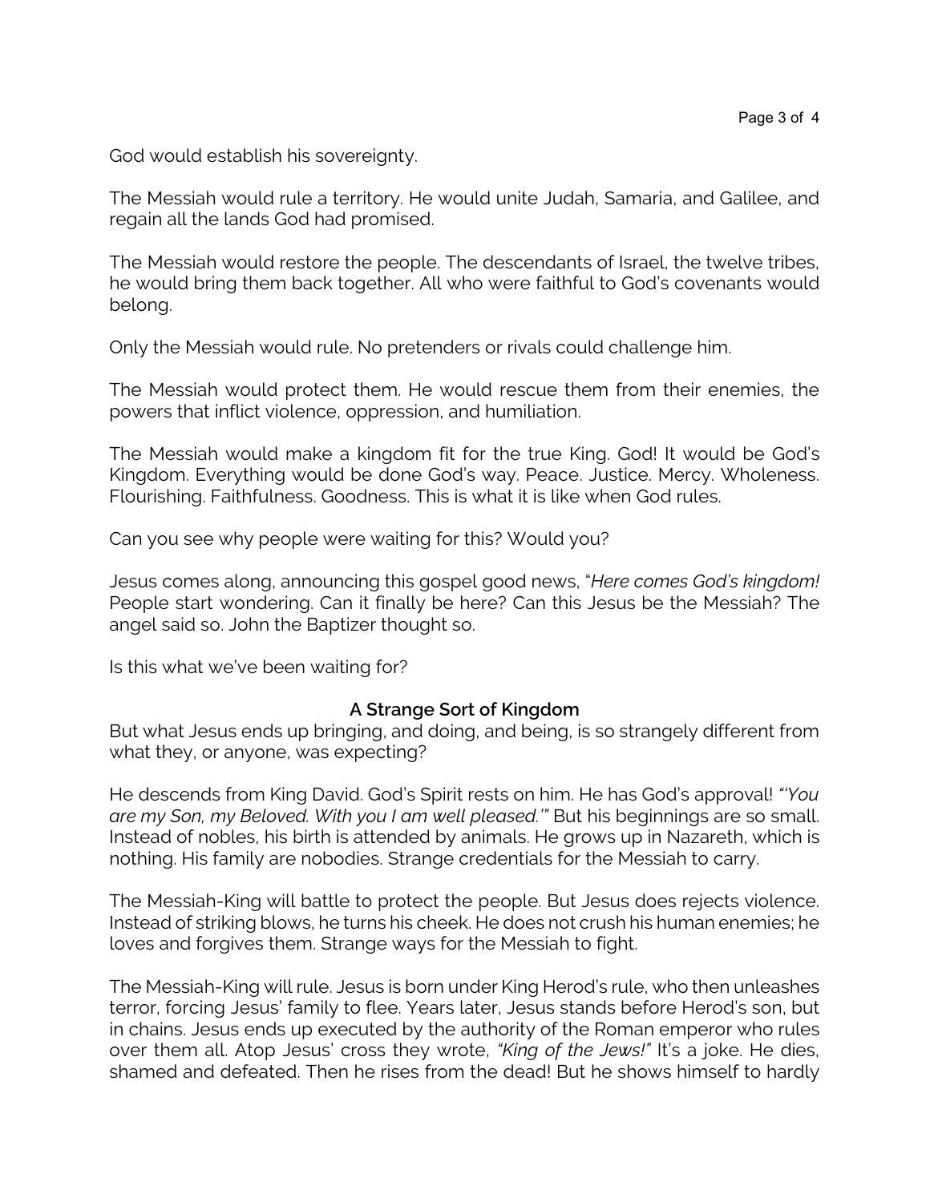God would establish his sovereignty.

The Messiah would rule a territory. He would unite Judah, Samaria, and Galilee, and regain all the lands God had promised.

The Messiah would restore the people. The descendants of Israel, the twelve tribes, he would bring them back together. All who were faithful to God's covenants would belong.

Only the Messiah would rule. No pretenders or rivals could challenge him.

The Messiah would protect them. He would rescue them from their enemies, the powers that inflict violence, oppression, and humiliation.

The Messiah would make a kingdom fit for the true King. God! It would be God's Kingdom. Everything would be done God's way. Peace. Justice. Mercy. Wholeness. Flourishing. Faithfulness. Goodness. This is what it is like when God rules.

Can you see why people were waiting for this? Would you?

Jesus comes along, announcing this gospel good news, "*Here comes God's kingdom!* People start wondering. Can it finally be here? Can this Jesus be the Messiah? The angel said so. John the Baptizer thought so.

Is this what we've been waiting for?

### A Strange Sort of Kingdom

But what Jesus ends up bringing, and doing, and being, is so strangely different from what they, or anyone, was expecting?

He descends from King David. God's Spirit rests on him. He has God's approval! *"'You are my Son, my Beloved. With you I am well pleased.'"* But his beginnings are so small. Instead of nobles, his birth is attended by animals. He grows up in Nazareth, which is nothing. His family are nobodies. Strange credentials for the Messiah to carry.

The Messiah-King will battle to protect the people. But Jesus does rejects violence. Instead of striking blows, he turns his cheek. He does not crush his human enemies; he loves and forgives them. Strange ways for the Messiah to fight.

The Messiah-King will rule. Jesus is born under King Herod's rule, who then unleashes terror, forcing Jesus' family to flee. Years later, Jesus stands before Herod's son, but in chains. Jesus ends up executed by the authority of the Roman emperor who rules over them all. Atop Jesus' cross they wrote, *"King of the Jews!"* It's a joke. He dies, shamed and defeated. Then he rises from the dead! But he shows himself to hardly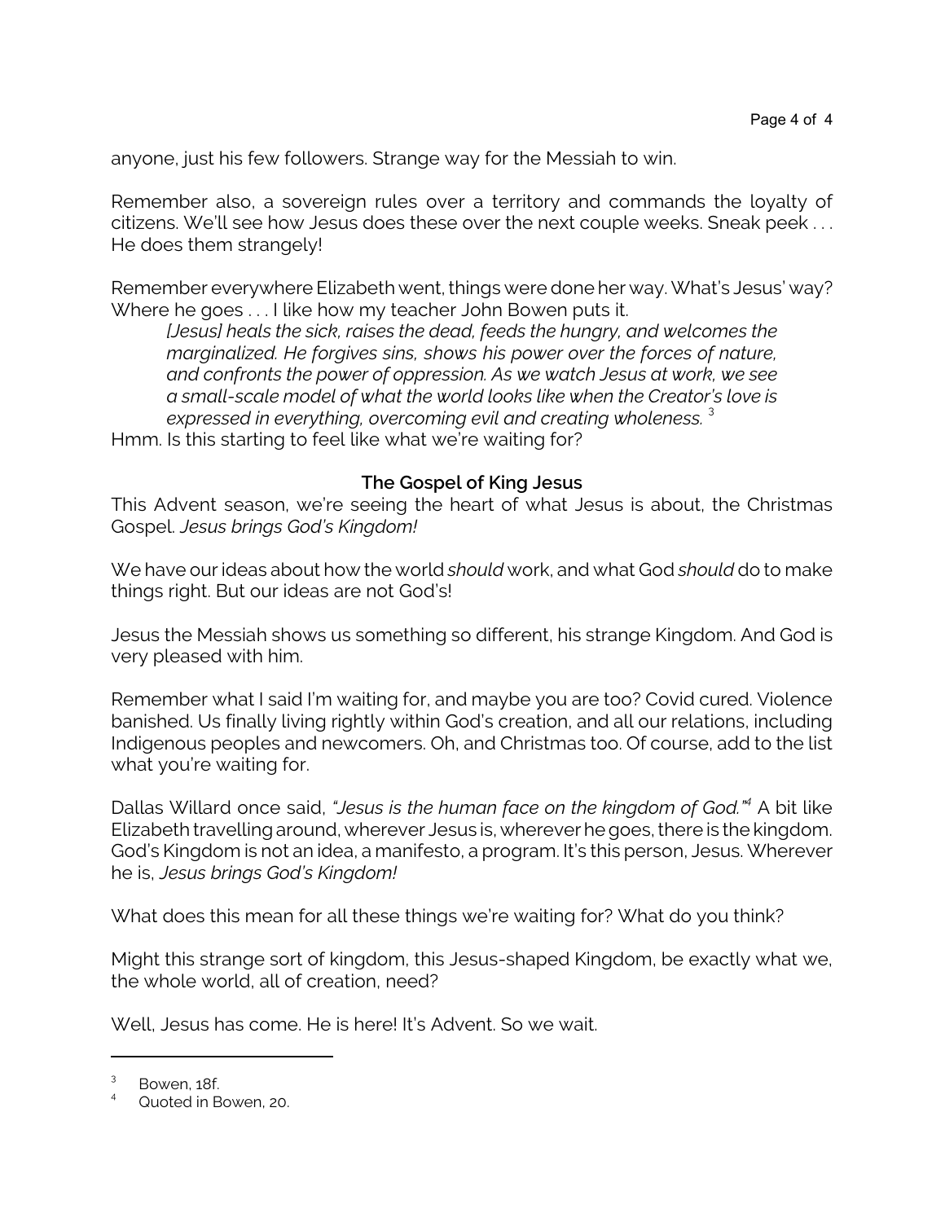anyone, just his few followers. Strange way for the Messiah to win.

Remember also, a sovereign rules over a territory and commands the loyalty of citizens. We'll see how Jesus does these over the next couple weeks. Sneak peek . . . He does them strangely!

Remember everywhere Elizabeth went, things were done her way. What's Jesus' way? Where he goes . . . I like how my teacher John Bowen puts it.

> *[Jesus] heals the sick, raises the dead, feeds the hungry, and welcomes the marginalized. He forgives sins, shows his power over the forces of nature, and confronts the power of oppression. As we watch Jesus at work, we see a small-scale model of what the world looks like when the Creator's love is expressed in everything, overcoming evil and creating wholeness.* [3]

Hmm. Is this starting to feel like what we're waiting for?

## The Gospel of King Jesus

This Advent season, we're seeing the heart of what Jesus is about, the Christmas Gospel. *Jesus brings God's Kingdom!*

We have our ideas about how the world *should* work, and what God *should* do to make things right. But our ideas are not God's!

Jesus the Messiah shows us something so different, his strange Kingdom. And God is very pleased with him.

Remember what I said I'm waiting for, and maybe you are too? Covid cured. Violence banished. Us finally living rightly within God's creation, and all our relations, including Indigenous peoples and newcomers. Oh, and Christmas too. Of course, add to the list what you're waiting for.

Dallas Willard once said, *"Jesus is the human face on the kingdom of God."*[4] A bit like Elizabeth travelling around, wherever Jesus is, wherever he goes, there is the kingdom. God's Kingdom is not an idea, a manifesto, a program. It's this person, Jesus. Wherever he is, *Jesus brings God's Kingdom!*

What does this mean for all these things we're waiting for? What do you think?

Might this strange sort of kingdom, this Jesus-shaped Kingdom, be exactly what we, the whole world, all of creation, need?

Well, Jesus has come. He is here! It's Advent. So we wait.

---

[3] Bowen, 18f.

[4] Quoted in Bowen, 20.